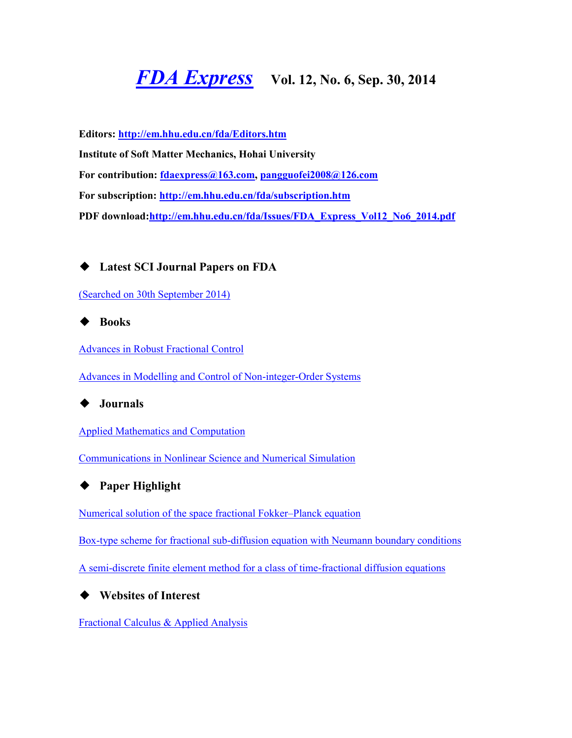# *FDA Express* Vol. 12, No. 6, Sep. 30, 2014

**Editors: http://em.hhu.edu.cn/fda/Editors.htm**

**Institute of Soft Matter Mechanics, Hohai University**

**For contribution: fdaexpress@163.com, pangguofei2008@126.com**

**For subscription: http://em.hhu.edu.cn/fda/subscription.htm**

**PDF download:http://em.hhu.edu.cn/fda/Issues/FDA_Express_Vol12_No6_2014.pdf**

## ◆ Latest SCI Journal Papers on FDA

(Searched on 30th September 2014)

## ◆ Books

Advances in Robust Fractional Control

Advances in Modelling and Control of Non-integer-Order Systems

## ◆ Journals

Applied Mathematics and Computation

Communications in Nonlinear Science and Numerical Simulation

## ◆ Paper Highlight

Numerical solution of the space fractional Fokker–Planck equation

Box-type scheme for fractional sub-diffusion equation with Neumann boundary conditions

A semi-discrete finite element method for a class of time-fractional diffusion equations

## ◆ Websites of Interest

Fractional Calculus & Applied Analysis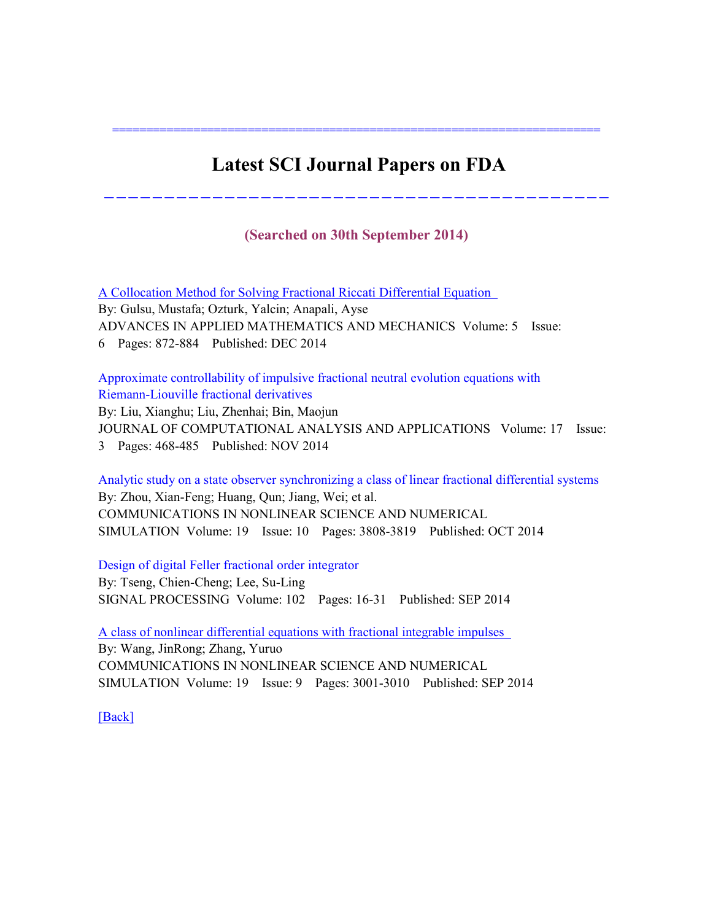# Latest SCI Journal Papers on FDA

**(Searched on 30th September 2014)**

A Collocation Method for Solving Fractional Riccati Differential Equation
By: Gulsu, Mustafa; Ozturk, Yalcin; Anapali, Ayse
ADVANCES IN APPLIED MATHEMATICS AND MECHANICS Volume: 5 Issue: 6 Pages: 872-884 Published: DEC 2014

Approximate controllability of impulsive fractional neutral evolution equations with Riemann-Liouville fractional derivatives
By: Liu, Xianghu; Liu, Zhenhai; Bin, Maojun
JOURNAL OF COMPUTATIONAL ANALYSIS AND APPLICATIONS Volume: 17 Issue: 3 Pages: 468-485 Published: NOV 2014

Analytic study on a state observer synchronizing a class of linear fractional differential systems
By: Zhou, Xian-Feng; Huang, Qun; Jiang, Wei; et al.
COMMUNICATIONS IN NONLINEAR SCIENCE AND NUMERICAL SIMULATION Volume: 19 Issue: 10 Pages: 3808-3819 Published: OCT 2014

Design of digital Feller fractional order integrator
By: Tseng, Chien-Cheng; Lee, Su-Ling
SIGNAL PROCESSING Volume: 102 Pages: 16-31 Published: SEP 2014

A class of nonlinear differential equations with fractional integrable impulses
By: Wang, JinRong; Zhang, Yuruo
COMMUNICATIONS IN NONLINEAR SCIENCE AND NUMERICAL SIMULATION Volume: 19 Issue: 9 Pages: 3001-3010 Published: SEP 2014

[Back]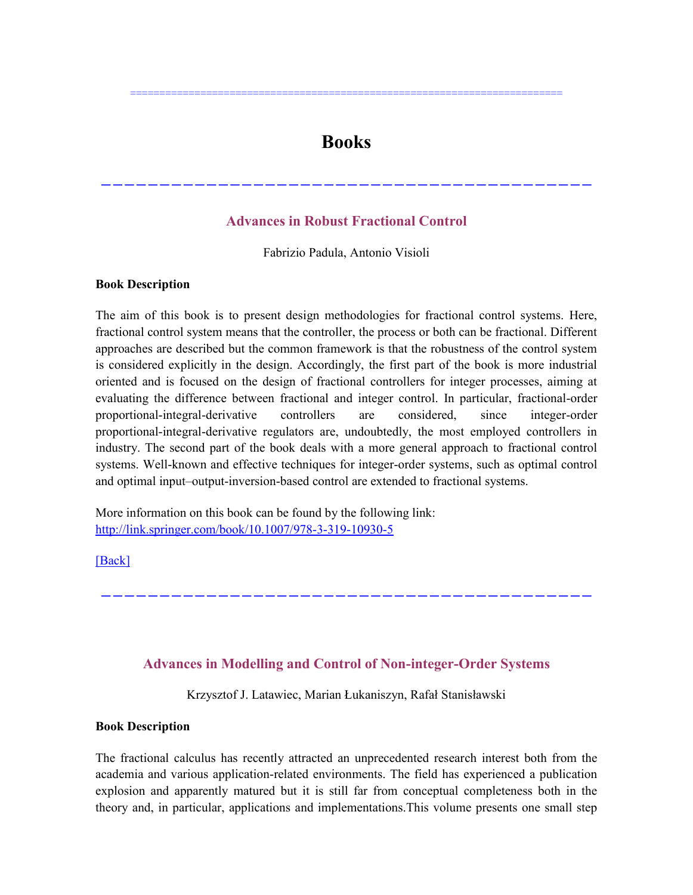# Books

## Advances in Robust Fractional Control

Fabrizio Padula, Antonio Visioli

**Book Description**

The aim of this book is to present design methodologies for fractional control systems. Here, fractional control system means that the controller, the process or both can be fractional. Different approaches are described but the common framework is that the robustness of the control system is considered explicitly in the design. Accordingly, the first part of the book is more industrial oriented and is focused on the design of fractional controllers for integer processes, aiming at evaluating the difference between fractional and integer control. In particular, fractional-order proportional-integral-derivative controllers are considered, since integer-order proportional-integral-derivative regulators are, undoubtedly, the most employed controllers in industry. The second part of the book deals with a more general approach to fractional control systems. Well-known and effective techniques for integer-order systems, such as optimal control and optimal input–output-inversion-based control are extended to fractional systems.

More information on this book can be found by the following link:
http://link.springer.com/book/10.1007/978-3-319-10930-5

[Back]

## Advances in Modelling and Control of Non-integer-Order Systems

Krzysztof J. Latawiec, Marian Łukaniszyn, Rafał Stanisławski

**Book Description**

The fractional calculus has recently attracted an unprecedented research interest both from the academia and various application-related environments. The field has experienced a publication explosion and apparently matured but it is still far from conceptual completeness both in the theory and, in particular, applications and implementations.This volume presents one small step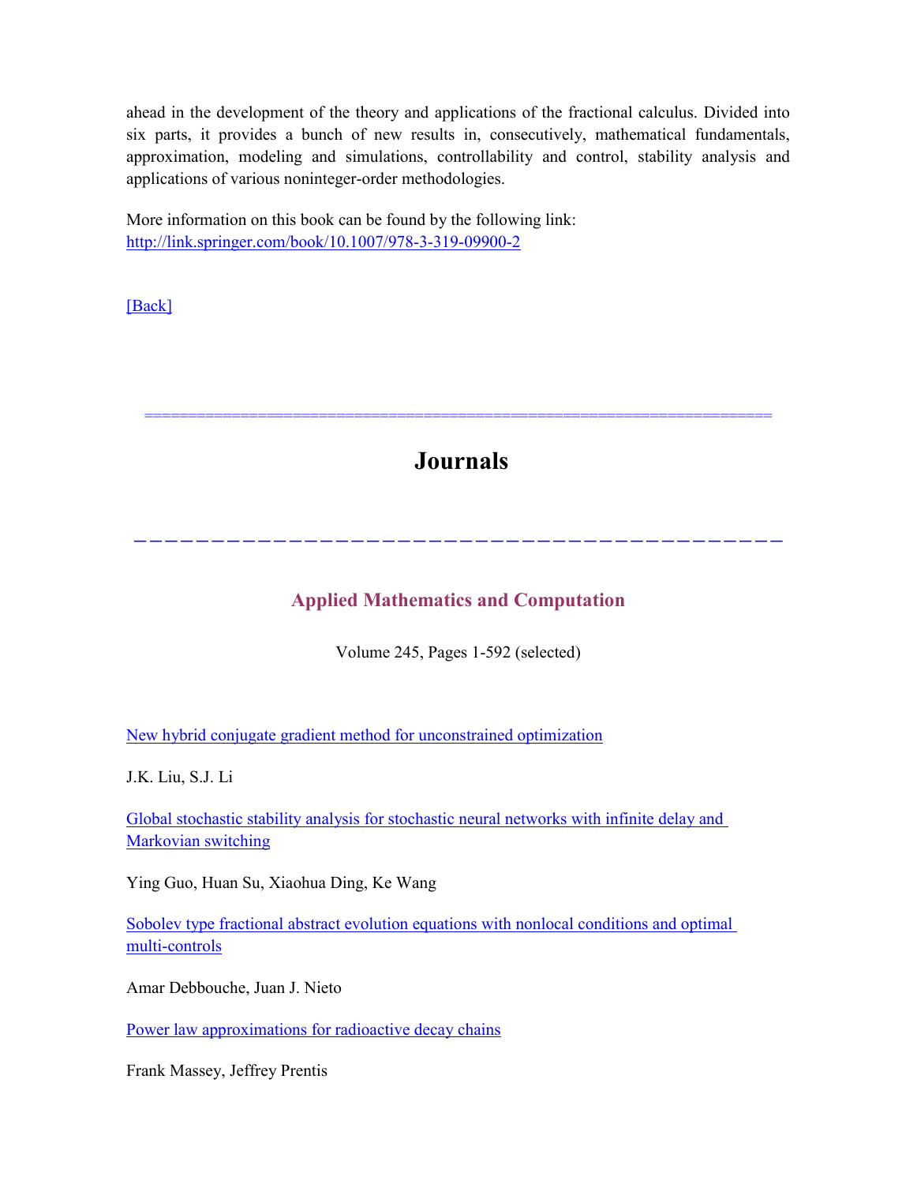ahead in the development of the theory and applications of the fractional calculus. Divided into six parts, it provides a bunch of new results in, consecutively, mathematical fundamentals, approximation, modeling and simulations, controllability and control, stability analysis and applications of various noninteger-order methodologies.

More information on this book can be found by the following link:
http://link.springer.com/book/10.1007/978-3-319-09900-2

[Back]

---

# Journals

---

## Applied Mathematics and Computation

Volume 245, Pages 1-592 (selected)

New hybrid conjugate gradient method for unconstrained optimization

J.K. Liu, S.J. Li

Global stochastic stability analysis for stochastic neural networks with infinite delay and Markovian switching

Ying Guo, Huan Su, Xiaohua Ding, Ke Wang

Sobolev type fractional abstract evolution equations with nonlocal conditions and optimal multi-controls

Amar Debbouche, Juan J. Nieto

Power law approximations for radioactive decay chains

Frank Massey, Jeffrey Prentis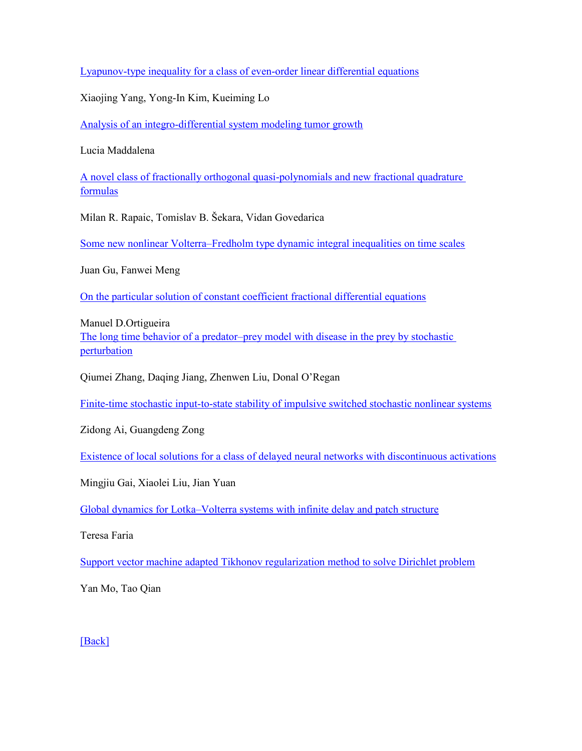[Lyapunov-type inequality for a class of even-order linear differential equations]

Xiaojing Yang, Yong-In Kim, Kueiming Lo

[Analysis of an integro-differential system modeling tumor growth]

Lucia Maddalena

[A novel class of fractionally orthogonal quasi-polynomials and new fractional quadrature formulas]

Milan R. Rapaic, Tomislav B. Šekara, Vidan Govedarica

[Some new nonlinear Volterra–Fredholm type dynamic integral inequalities on time scales]

Juan Gu, Fanwei Meng

[On the particular solution of constant coefficient fractional differential equations]

Manuel D.Ortigueira

[The long time behavior of a predator–prey model with disease in the prey by stochastic perturbation]

Qiumei Zhang, Daqing Jiang, Zhenwen Liu, Donal O'Regan

[Finite-time stochastic input-to-state stability of impulsive switched stochastic nonlinear systems]

Zidong Ai, Guangdeng Zong

[Existence of local solutions for a class of delayed neural networks with discontinuous activations]

Mingjiu Gai, Xiaolei Liu, Jian Yuan

[Global dynamics for Lotka–Volterra systems with infinite delay and patch structure]

Teresa Faria

[Support vector machine adapted Tikhonov regularization method to solve Dirichlet problem]

Yan Mo, Tao Qian

[Back]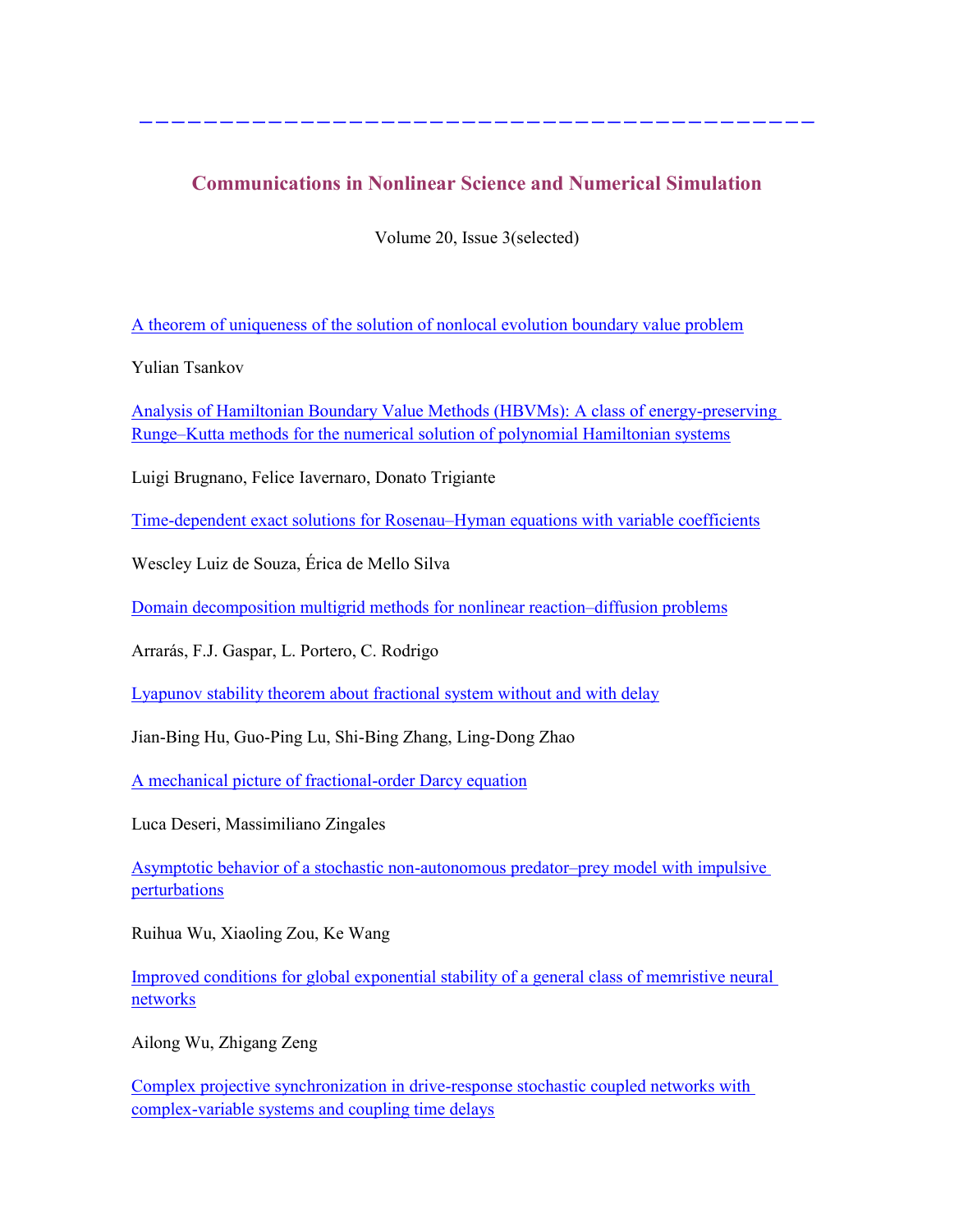## Communications in Nonlinear Science and Numerical Simulation

Volume 20, Issue 3(selected)

[A theorem of uniqueness of the solution of nonlocal evolution boundary value problem]()

Yulian Tsankov

[Analysis of Hamiltonian Boundary Value Methods (HBVMs): A class of energy-preserving Runge–Kutta methods for the numerical solution of polynomial Hamiltonian systems]()

Luigi Brugnano, Felice Iavernaro, Donato Trigiante

[Time-dependent exact solutions for Rosenau–Hyman equations with variable coefficients]()

Wescley Luiz de Souza, Érica de Mello Silva

[Domain decomposition multigrid methods for nonlinear reaction–diffusion problems]()

Arrarás, F.J. Gaspar, L. Portero, C. Rodrigo

[Lyapunov stability theorem about fractional system without and with delay]()

Jian-Bing Hu, Guo-Ping Lu, Shi-Bing Zhang, Ling-Dong Zhao

[A mechanical picture of fractional-order Darcy equation]()

Luca Deseri, Massimiliano Zingales

[Asymptotic behavior of a stochastic non-autonomous predator–prey model with impulsive perturbations]()

Ruihua Wu, Xiaoling Zou, Ke Wang

[Improved conditions for global exponential stability of a general class of memristive neural networks]()

Ailong Wu, Zhigang Zeng

[Complex projective synchronization in drive-response stochastic coupled networks with complex-variable systems and coupling time delays]()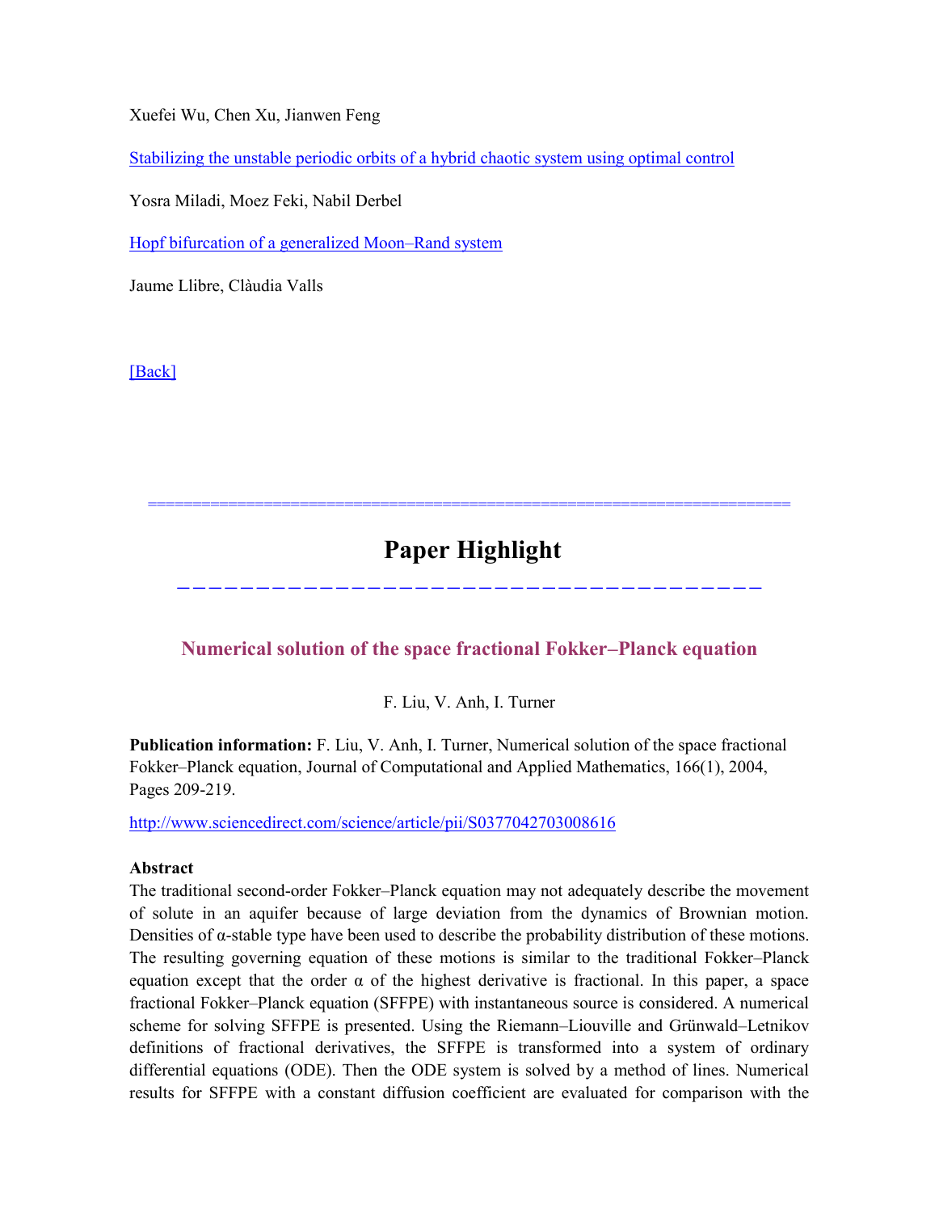Xuefei Wu, Chen Xu, Jianwen Feng

[Stabilizing the unstable periodic orbits of a hybrid chaotic system using optimal control]

Yosra Miladi, Moez Feki, Nabil Derbel

[Hopf bifurcation of a generalized Moon–Rand system]

Jaume Llibre, Clàudia Valls

[Back]

---

# Paper Highlight

---

### Numerical solution of the space fractional Fokker–Planck equation

F. Liu, V. Anh, I. Turner

**Publication information:** F. Liu, V. Anh, I. Turner, Numerical solution of the space fractional Fokker–Planck equation, Journal of Computational and Applied Mathematics, 166(1), 2004, Pages 209-219.

http://www.sciencedirect.com/science/article/pii/S0377042703008616

**Abstract**

The traditional second-order Fokker–Planck equation may not adequately describe the movement of solute in an aquifer because of large deviation from the dynamics of Brownian motion. Densities of α-stable type have been used to describe the probability distribution of these motions. The resulting governing equation of these motions is similar to the traditional Fokker–Planck equation except that the order α of the highest derivative is fractional. In this paper, a space fractional Fokker–Planck equation (SFFPE) with instantaneous source is considered. A numerical scheme for solving SFFPE is presented. Using the Riemann–Liouville and Grünwald–Letnikov definitions of fractional derivatives, the SFFPE is transformed into a system of ordinary differential equations (ODE). Then the ODE system is solved by a method of lines. Numerical results for SFFPE with a constant diffusion coefficient are evaluated for comparison with the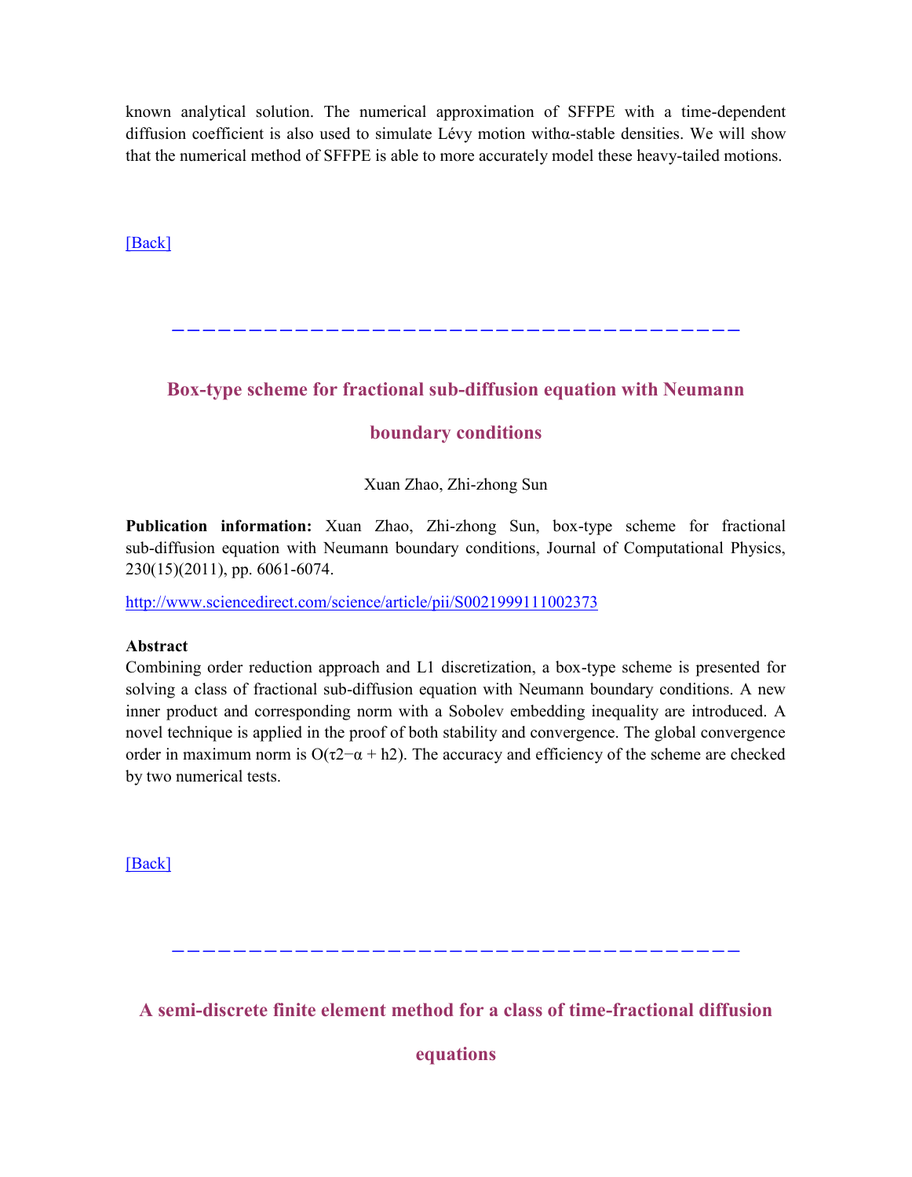known analytical solution. The numerical approximation of SFFPE with a time-dependent diffusion coefficient is also used to simulate Lévy motion with $\alpha$-stable densities. We will show that the numerical method of SFFPE is able to more accurately model these heavy-tailed motions.

[Back]

---

## Box-type scheme for fractional sub-diffusion equation with Neumann boundary conditions

Xuan Zhao, Zhi-zhong Sun

**Publication information:** Xuan Zhao, Zhi-zhong Sun, box-type scheme for fractional sub-diffusion equation with Neumann boundary conditions, Journal of Computational Physics, 230(15)(2011), pp. 6061-6074.

http://www.sciencedirect.com/science/article/pii/S0021999111002373

**Abstract**

Combining order reduction approach and L1 discretization, a box-type scheme is presented for solving a class of fractional sub-diffusion equation with Neumann boundary conditions. A new inner product and corresponding norm with a Sobolev embedding inequality are introduced. A novel technique is applied in the proof of both stability and convergence. The global convergence order in maximum norm is $O(\tau^{2-\alpha} + h^2)$. The accuracy and efficiency of the scheme are checked by two numerical tests.

[Back]

---

## A semi-discrete finite element method for a class of time-fractional diffusion equations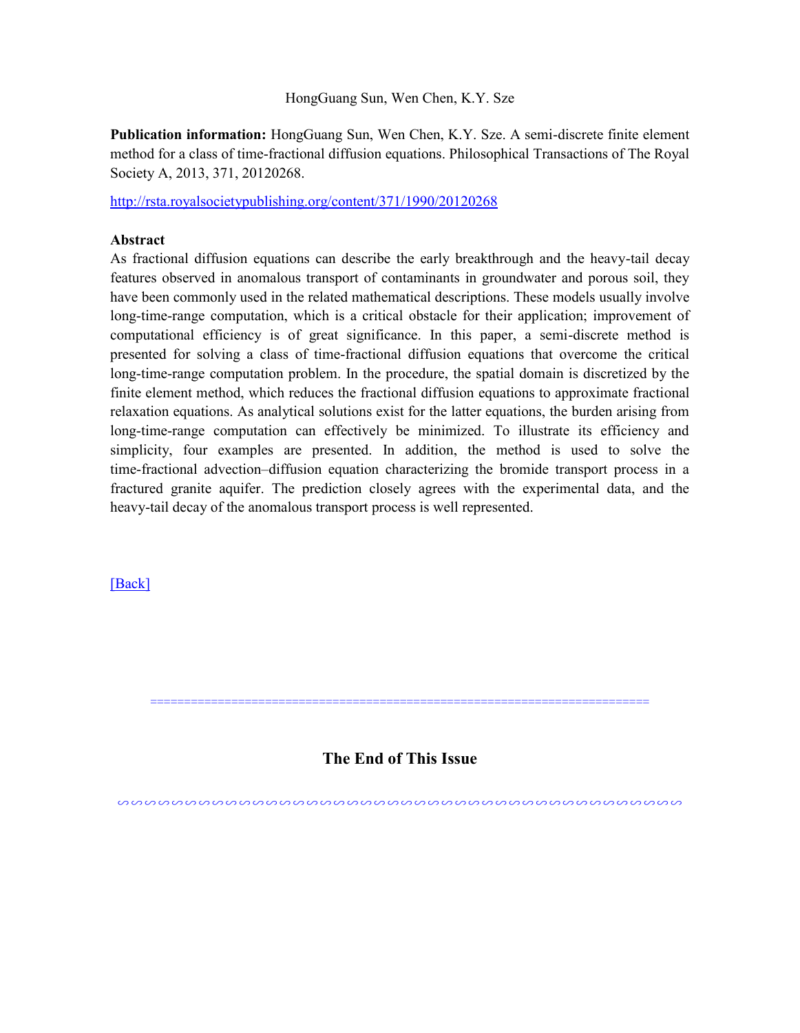HongGuang Sun, Wen Chen, K.Y. Sze

**Publication information:** HongGuang Sun, Wen Chen, K.Y. Sze. A semi-discrete finite element method for a class of time-fractional diffusion equations. Philosophical Transactions of The Royal Society A, 2013, 371, 20120268.

http://rsta.royalsocietypublishing.org/content/371/1990/20120268

**Abstract**

As fractional diffusion equations can describe the early breakthrough and the heavy-tail decay features observed in anomalous transport of contaminants in groundwater and porous soil, they have been commonly used in the related mathematical descriptions. These models usually involve long-time-range computation, which is a critical obstacle for their application; improvement of computational efficiency is of great significance. In this paper, a semi-discrete method is presented for solving a class of time-fractional diffusion equations that overcome the critical long-time-range computation problem. In the procedure, the spatial domain is discretized by the finite element method, which reduces the fractional diffusion equations to approximate fractional relaxation equations. As analytical solutions exist for the latter equations, the burden arising from long-time-range computation can effectively be minimized. To illustrate its efficiency and simplicity, four examples are presented. In addition, the method is used to solve the time-fractional advection–diffusion equation characterizing the bromide transport process in a fractured granite aquifer. The prediction closely agrees with the experimental data, and the heavy-tail decay of the anomalous transport process is well represented.

[Back]

========================================================================

## The End of This Issue

ᔕᔕᔕᔕᔕᔕᔕᔕᔕᔕᔕᔕᔕᔕᔕᔕᔕᔕᔕᔕᔕᔕᔕᔕᔕᔕᔕᔕᔕᔕᔕᔕᔕᔕᔕᔕᔕᔕᔕᔕᔕᔕ